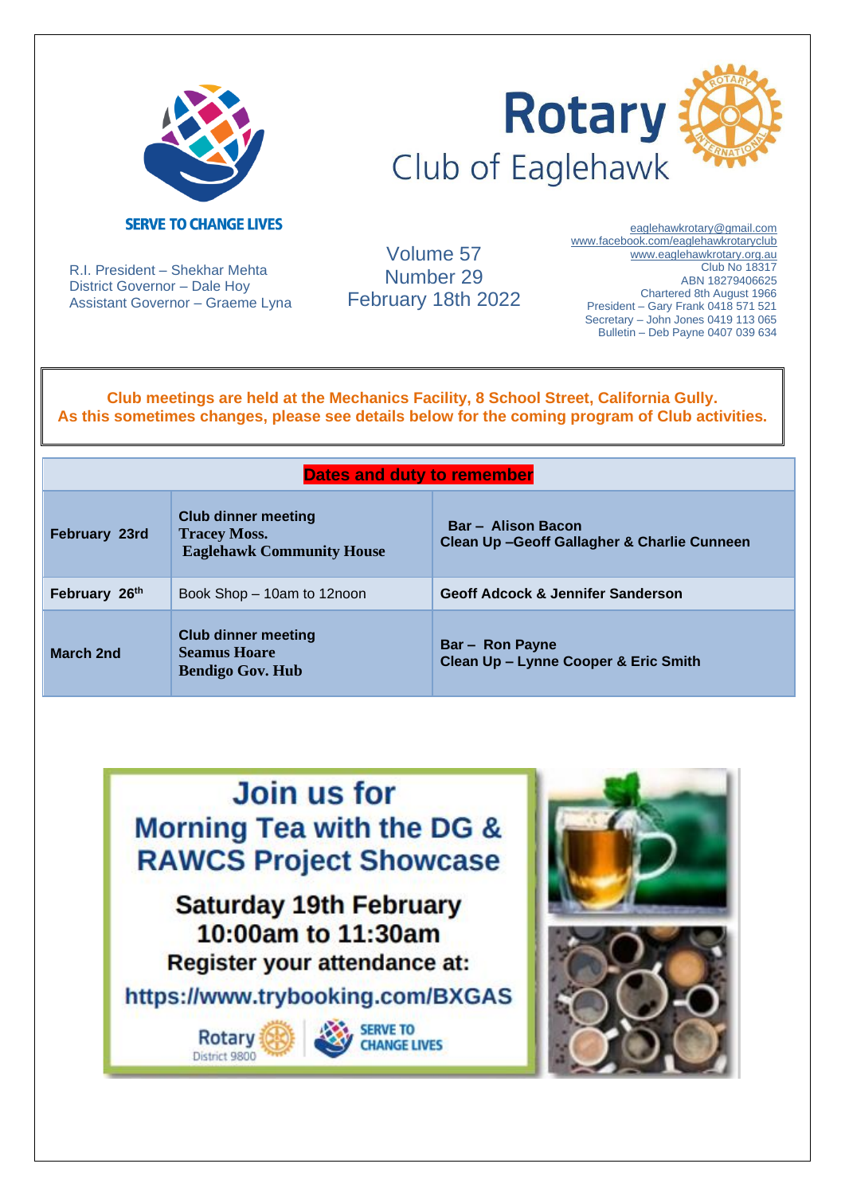SERVE TO CHANGE LIVES

# Rotary Club of Eaglehawk

R.I. President – Shekhar Mehta
District Governor – Dale Hoy
Assistant Governor – Graeme Lyna

Volume 57
Number 29
February 18th 2022

eaglehawkrotary@gmail.com
www.facebook.com/eaglehawkrotaryclub
www.eaglehawkrotary.org.au
Club No 18317
ABN 18279406625
Chartered 8th August 1966
President – Gary Frank 0418 571 521
Secretary – John Jones 0419 113 065
Bulletin – Deb Payne 0407 039 634

**Club meetings are held at the Mechanics Facility, 8 School Street, California Gully.**
**As this sometimes changes, please see details below for the coming program of Club activities.**

| Dates and duty to remember | | |
|---|---|---|
| **February 23rd** | **Club dinner meeting**<br>**Tracey Moss.**<br>**Eaglehawk Community House** | **Bar – Alison Bacon**<br>**Clean Up –Geoff Gallagher & Charlie Cunneen** |
| **February 26th** | Book Shop – 10am to 12noon | **Geoff Adcock & Jennifer Sanderson** |
| **March 2nd** | **Club dinner meeting**<br>**Seamus Hoare**<br>**Bendigo Gov. Hub** | **Bar – Ron Payne**<br>**Clean Up – Lynne Cooper & Eric Smith** |

## Join us for Morning Tea with the DG & RAWCS Project Showcase

**Saturday 19th February**
**10:00am to 11:30am**
**Register your attendance at:**
**https://www.trybooking.com/BXGAS**

Rotary District 9800 | SERVE TO CHANGE LIVES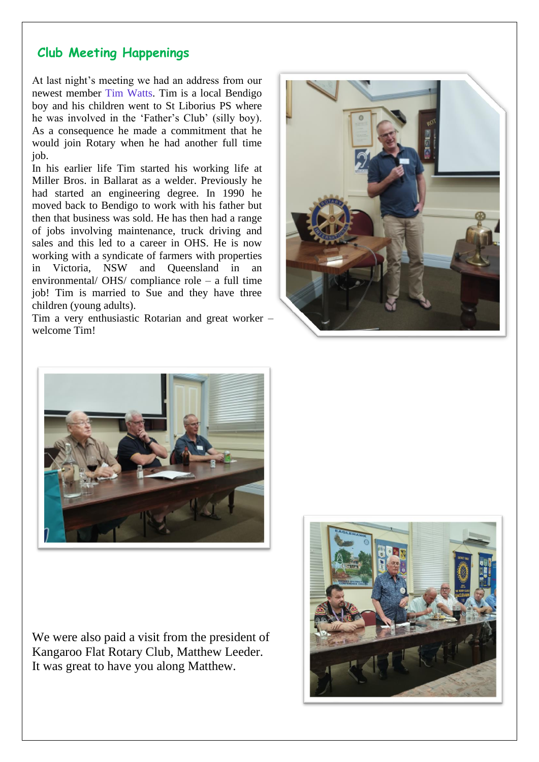## Club Meeting Happenings

At last night's meeting we had an address from our newest member Tim Watts. Tim is a local Bendigo boy and his children went to St Liborius PS where he was involved in the 'Father's Club' (silly boy). As a consequence he made a commitment that he would join Rotary when he had another full time job.

In his earlier life Tim started his working life at Miller Bros. in Ballarat as a welder. Previously he had started an engineering degree. In 1990 he moved back to Bendigo to work with his father but then that business was sold. He has then had a range of jobs involving maintenance, truck driving and sales and this led to a career in OHS. He is now working with a syndicate of farmers with properties in Victoria, NSW and Queensland in an environmental/ OHS/ compliance role – a full time job! Tim is married to Sue and they have three children (young adults).

Tim a very enthusiastic Rotarian and great worker – welcome Tim!

We were also paid a visit from the president of Kangaroo Flat Rotary Club, Matthew Leeder. It was great to have you along Matthew.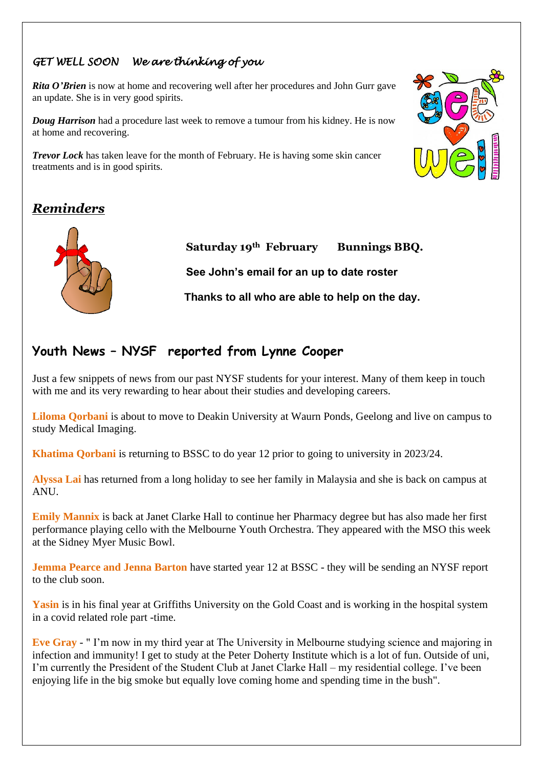## *GET WELL SOON We are thinking of you*

***Rita O'Brien*** is now at home and recovering well after her procedures and John Gurr gave an update. She is in very good spirits.

***Doug Harrison*** had a procedure last week to remove a tumour from his kidney. He is now at home and recovering.

***Trevor Lock*** has taken leave for the month of February. He is having some skin cancer treatments and is in good spirits.

## ***Reminders***

**Saturday 19th February Bunnings BBQ.**

**See John's email for an up to date roster**

**Thanks to all who are able to help on the day.**

## Youth News – NYSF reported from Lynne Cooper

Just a few snippets of news from our past NYSF students for your interest. Many of them keep in touch with me and its very rewarding to hear about their studies and developing careers.

**Liloma Qorbani** is about to move to Deakin University at Waurn Ponds, Geelong and live on campus to study Medical Imaging.

**Khatima Qorbani** is returning to BSSC to do year 12 prior to going to university in 2023/24.

**Alyssa Lai** has returned from a long holiday to see her family in Malaysia and she is back on campus at ANU.

**Emily Mannix** is back at Janet Clarke Hall to continue her Pharmacy degree but has also made her first performance playing cello with the Melbourne Youth Orchestra. They appeared with the MSO this week at the Sidney Myer Music Bowl.

**Jemma Pearce and Jenna Barton** have started year 12 at BSSC - they will be sending an NYSF report to the club soon.

**Yasin** is in his final year at Griffiths University on the Gold Coast and is working in the hospital system in a covid related role part -time.

**Eve Gray** - " I'm now in my third year at The University in Melbourne studying science and majoring in infection and immunity! I get to study at the Peter Doherty Institute which is a lot of fun. Outside of uni, I'm currently the President of the Student Club at Janet Clarke Hall – my residential college. I've been enjoying life in the big smoke but equally love coming home and spending time in the bush".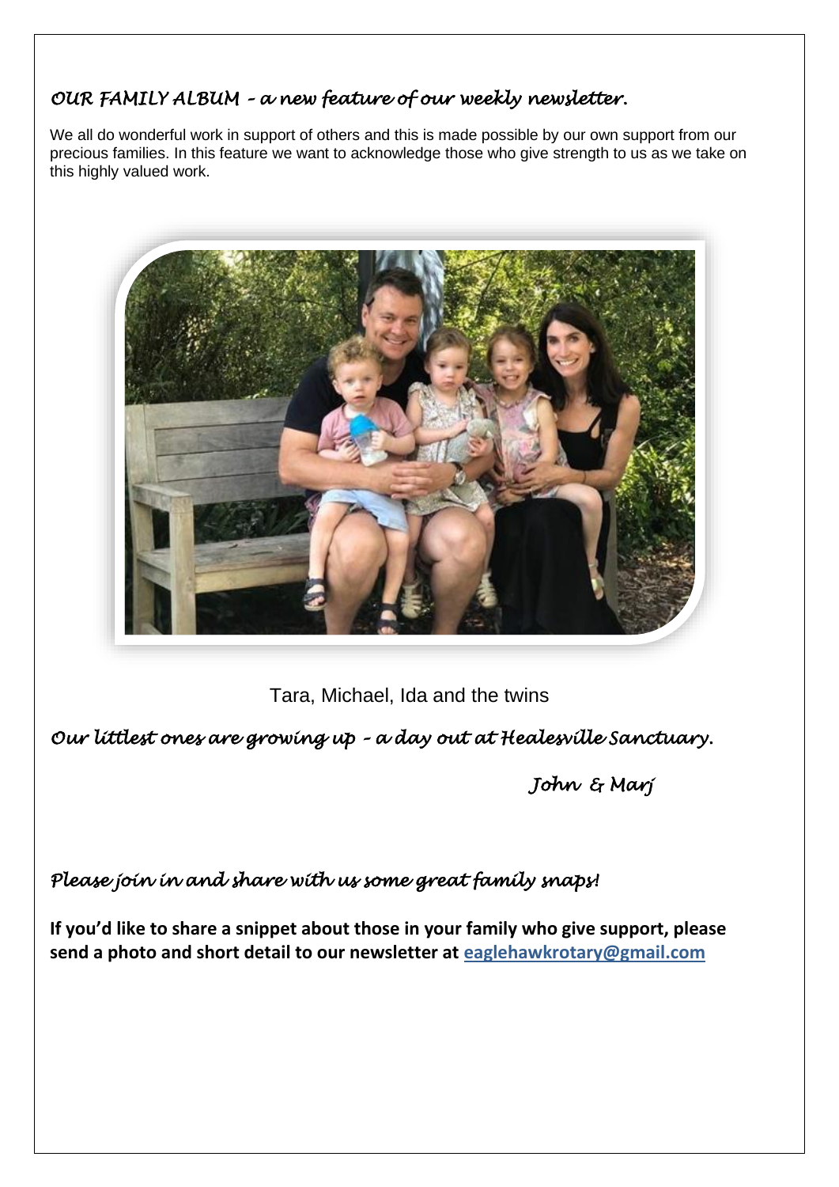## *OUR FAMILY ALBUM – a new feature of our weekly newsletter.*

We all do wonderful work in support of others and this is made possible by our own support from our precious families. In this feature we want to acknowledge those who give strength to us as we take on this highly valued work.

Tara, Michael, Ida and the twins

*Our littlest ones are growing up – a day out at Healesville Sanctuary.*

*John & Marj*

*Please join in and share with us some great family snaps!*

**If you'd like to share a snippet about those in your family who give support, please send a photo and short detail to our newsletter at eaglehawkrotary@gmail.com**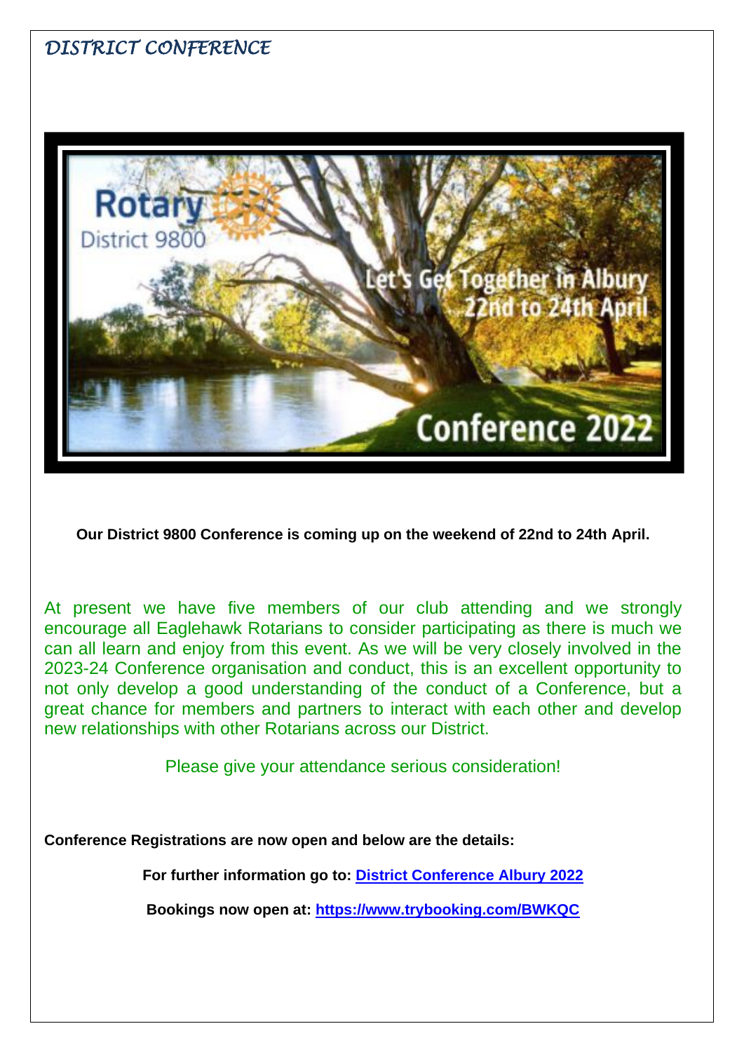## *DISTRICT CONFERENCE*

**Our District 9800 Conference is coming up on the weekend of 22nd to 24th April.**

At present we have five members of our club attending and we strongly encourage all Eaglehawk Rotarians to consider participating as there is much we can all learn and enjoy from this event. As we will be very closely involved in the 2023-24 Conference organisation and conduct, this is an excellent opportunity to not only develop a good understanding of the conduct of a Conference, but a great chance for members and partners to interact with each other and develop new relationships with other Rotarians across our District.

Please give your attendance serious consideration!

**Conference Registrations are now open and below are the details:**

**For further information go to: District Conference Albury 2022**

**Bookings now open at: https://www.trybooking.com/BWKQC**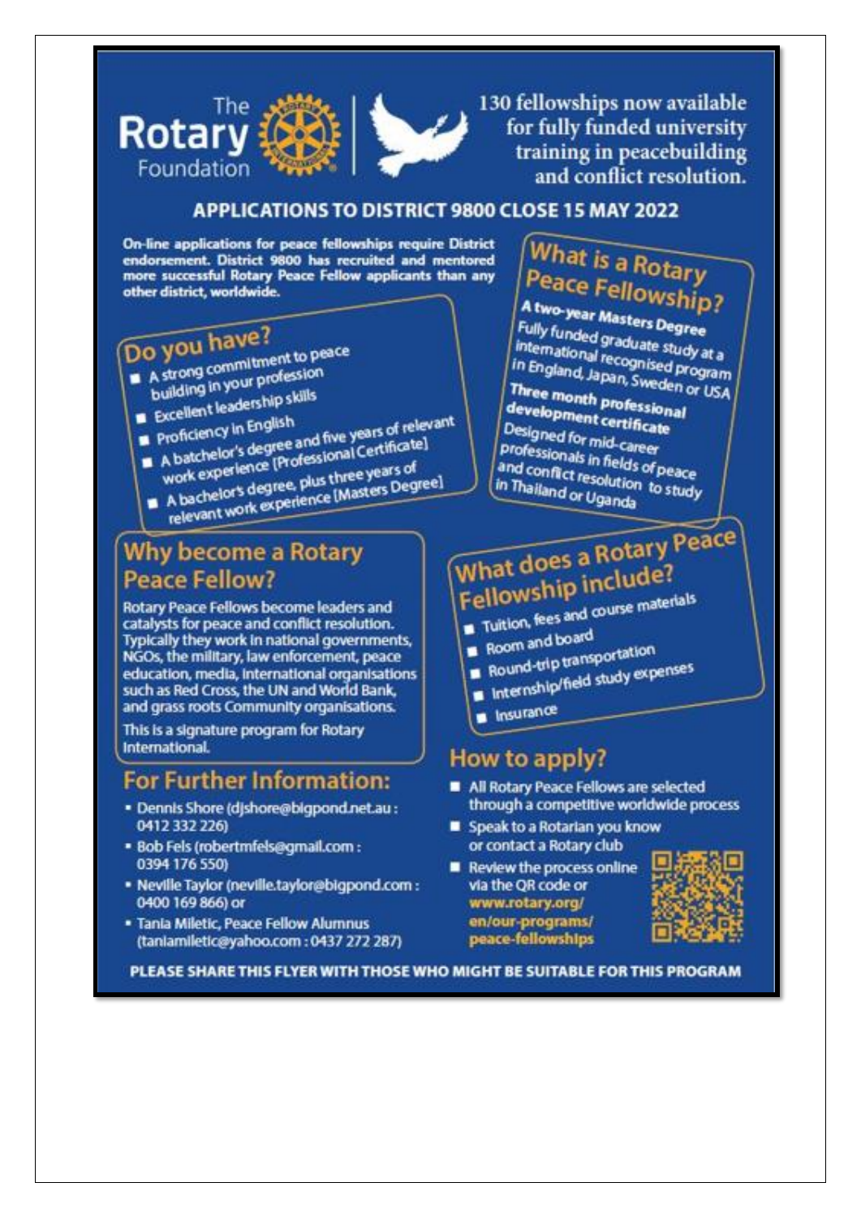The Rotary Foundation

130 fellowships now available for fully funded university training in peacebuilding and conflict resolution.

## APPLICATIONS TO DISTRICT 9800 CLOSE 15 MAY 2022

**On-line applications for peace fellowships require District endorsement. District 9800 has recruited and mentored more successful Rotary Peace Fellow applicants than any other district, worldwide.**

### Do you have?

- A strong commitment to peace building in your profession
- Excellent leadership skills
- Proficiency in English
- A batchelor's degree and five years of relevant work experience [Professional Certificate]
- A bachelor's degree, plus three years of relevant work experience [Masters Degree]

### What is a Rotary Peace Fellowship?

**A two-year Masters Degree**

Fully funded graduate study at a international recognised program in England, Japan, Sweden or USA

**Three month professional development certificate**

Designed for mid-career professionals in fields of peace and conflict resolution to study in Thailand or Uganda

### Why become a Rotary Peace Fellow?

Rotary Peace Fellows become leaders and catalysts for peace and conflict resolution. Typically they work in national governments, NGOs, the military, law enforcement, peace education, media, international organisations such as Red Cross, the UN and World Bank, and grass roots Community organisations.

This is a signature program for Rotary International.

### What does a Rotary Peace Fellowship include?

- Tuition, fees and course materials
- Room and board
- Round-trip transportation
- Internship/field study expenses
- Insurance

### For Further Information:

- Dennis Shore (djshore@bigpond.net.au : 0412 332 226)
- Bob Fels (robertmfels@gmail.com : 0394 176 550)
- Neville Taylor (neville.taylor@bigpond.com : 0400 169 866) or
- Tania Miletic, Peace Fellow Alumnus (taniamiletic@yahoo.com : 0437 272 287)

### How to apply?

- All Rotary Peace Fellows are selected through a competitive worldwide process
- Speak to a Rotarian you know or contact a Rotary club
- Review the process online via the QR code or www.rotary.org/en/our-programs/peace-fellowships

**PLEASE SHARE THIS FLYER WITH THOSE WHO MIGHT BE SUITABLE FOR THIS PROGRAM**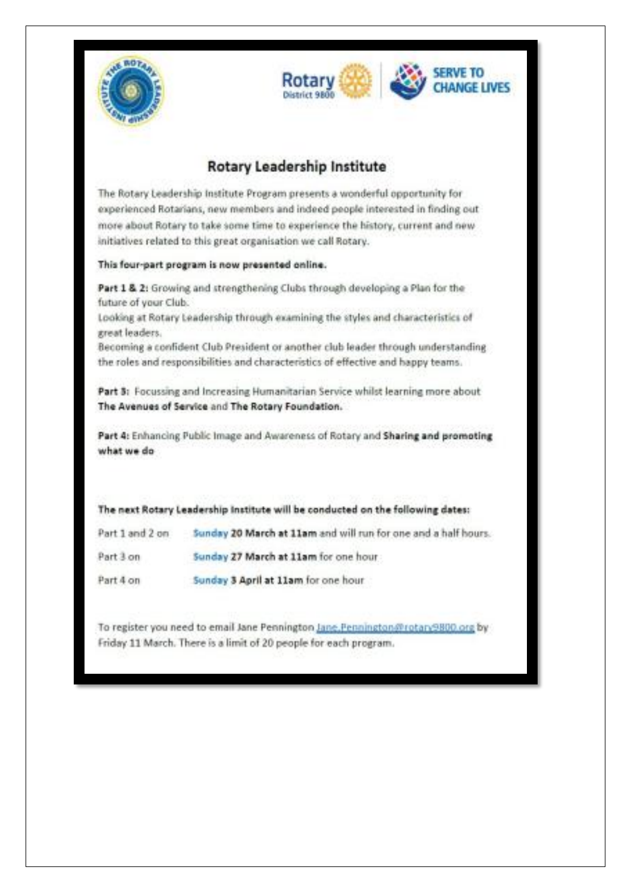Rotary District 9800

SERVE TO CHANGE LIVES

# Rotary Leadership Institute

The Rotary Leadership Institute Program presents a wonderful opportunity for experienced Rotarians, new members and indeed people interested in finding out more about Rotary to take some time to experience the history, current and new initiatives related to this great organisation we call Rotary.

**This four-part program is now presented online.**

**Part 1 & 2:** Growing and strengthening Clubs through developing a Plan for the future of your Club.
Looking at Rotary Leadership through examining the styles and characteristics of great leaders.
Becoming a confident Club President or another club leader through understanding the roles and responsibilities and characteristics of effective and happy teams.

**Part 3:** Focussing and Increasing Humanitarian Service whilst learning more about **The Avenues of Service** and **The Rotary Foundation.**

**Part 4:** Enhancing Public Image and Awareness of Rotary and **Sharing and promoting what we do**

**The next Rotary Leadership Institute will be conducted on the following dates:**

| | |
|---|---|
| Part 1 and 2 on | **Sunday 20 March at 11am** and will run for one and a half hours. |
| Part 3 on | **Sunday 27 March at 11am** for one hour |
| Part 4 on | **Sunday 3 April at 11am** for one hour |

To register you need to email Jane Pennington Jane.Pennington@rotary9800.org by Friday 11 March. There is a limit of 20 people for each program.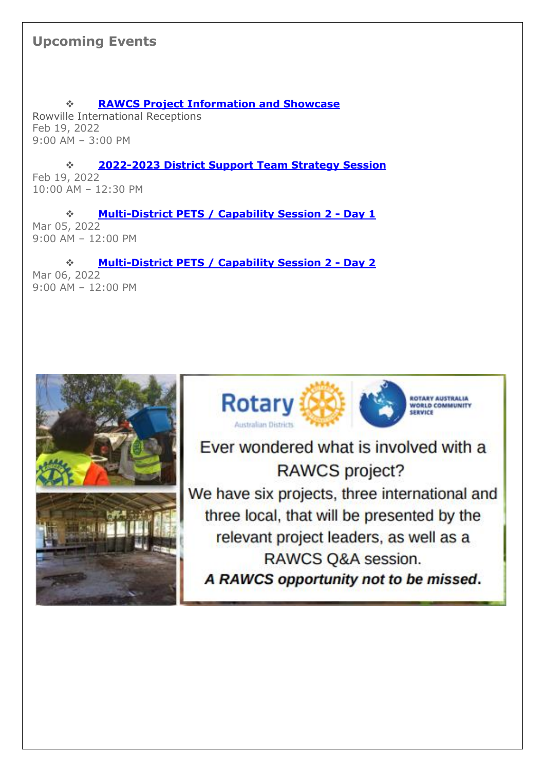## Upcoming Events

- **RAWCS Project Information and Showcase**

Rowville International Receptions
Feb 19, 2022
9:00 AM – 3:00 PM

- **2022-2023 District Support Team Strategy Session**

Feb 19, 2022
10:00 AM – 12:30 PM

- **Multi-District PETS / Capability Session 2 - Day 1**

Mar 05, 2022
9:00 AM – 12:00 PM

- **Multi-District PETS / Capability Session 2 - Day 2**

Mar 06, 2022
9:00 AM – 12:00 PM

Rotary Australian Districts

ROTARY AUSTRALIA WORLD COMMUNITY SERVICE

Ever wondered what is involved with a RAWCS project?

We have six projects, three international and three local, that will be presented by the relevant project leaders, as well as a RAWCS Q&A session.

***A RAWCS opportunity not to be missed.***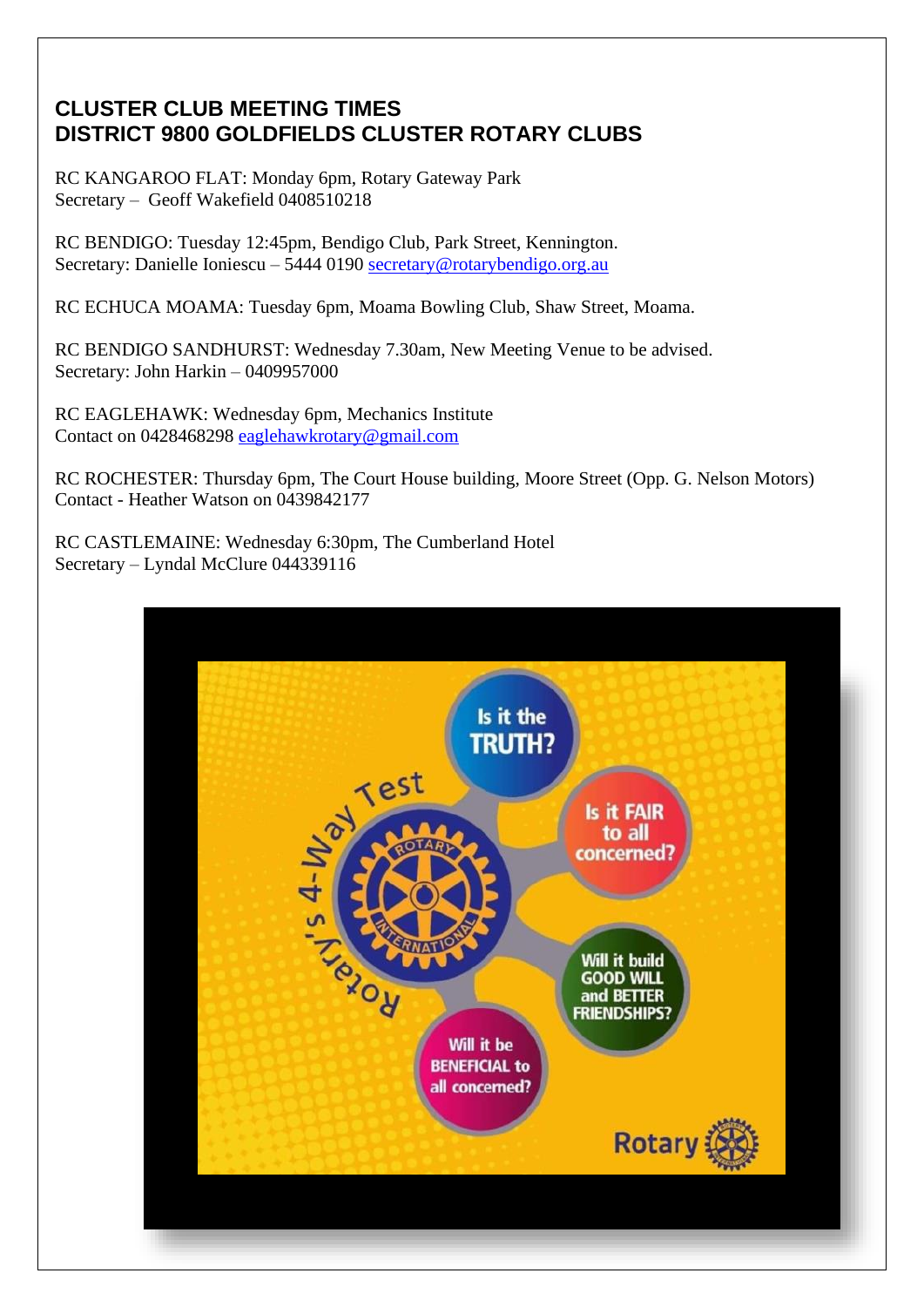## CLUSTER CLUB MEETING TIMES
## DISTRICT 9800 GOLDFIELDS CLUSTER ROTARY CLUBS

RC KANGAROO FLAT: Monday 6pm, Rotary Gateway Park
Secretary – Geoff Wakefield 0408510218

RC BENDIGO: Tuesday 12:45pm, Bendigo Club, Park Street, Kennington.
Secretary: Danielle Ioniescu – 5444 0190 secretary@rotarybendigo.org.au

RC ECHUCA MOAMA: Tuesday 6pm, Moama Bowling Club, Shaw Street, Moama.

RC BENDIGO SANDHURST: Wednesday 7.30am, New Meeting Venue to be advised.
Secretary: John Harkin – 0409957000

RC EAGLEHAWK: Wednesday 6pm, Mechanics Institute
Contact on 0428468298 eaglehawkrotary@gmail.com

RC ROCHESTER: Thursday 6pm, The Court House building, Moore Street (Opp. G. Nelson Motors)
Contact - Heather Watson on 0439842177

RC CASTLEMAINE: Wednesday 6:30pm, The Cumberland Hotel
Secretary – Lyndal McClure 044339116

Rotary's 4-Way Test

Is it the TRUTH?

Is it FAIR to all concerned?

Will it build GOOD WILL and BETTER FRIENDSHIPS?

Will it be BENEFICIAL to all concerned?

Rotary